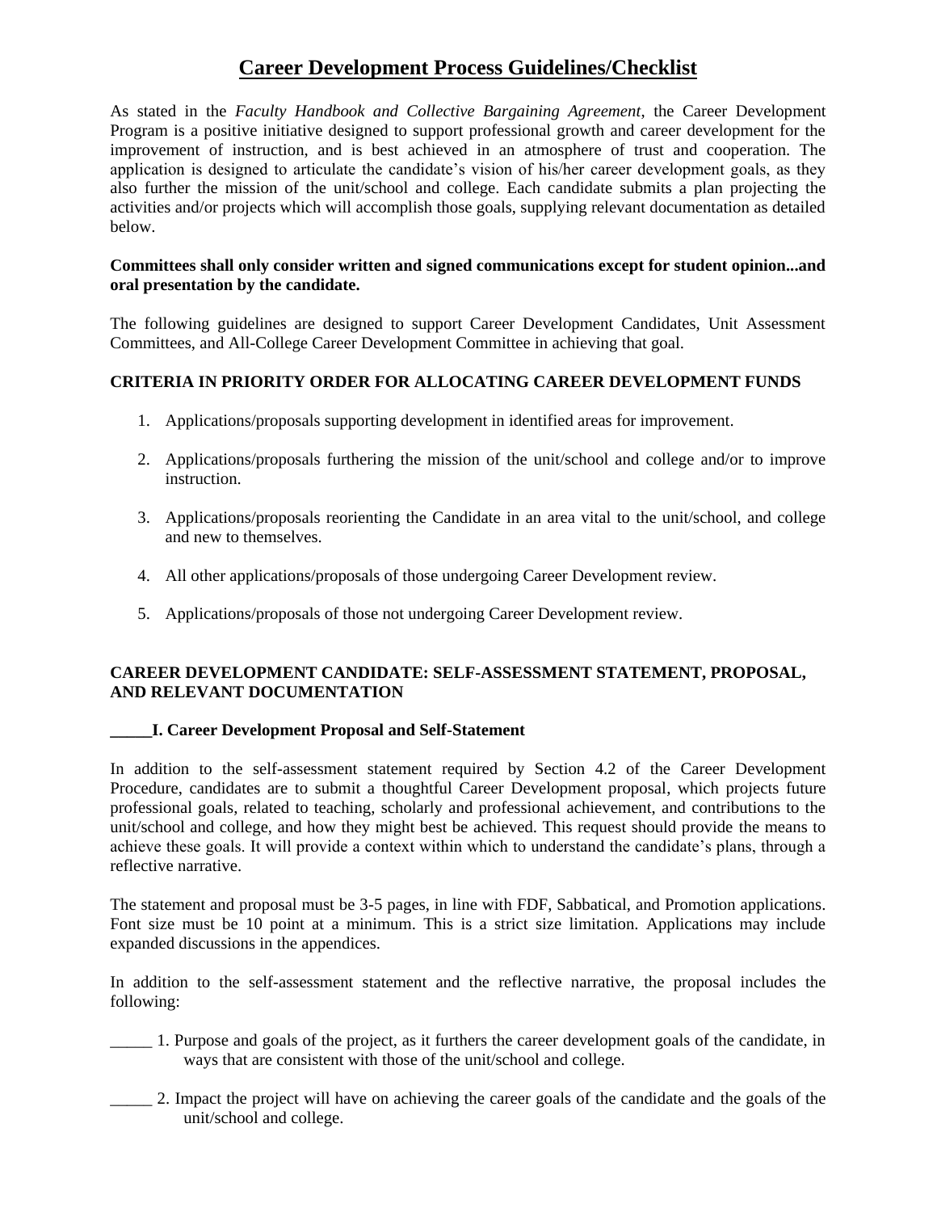# Career Development Process Guidelines/Checklist

As stated in the *Faculty Handbook and Collective Bargaining Agreement*, the Career Development Program is a positive initiative designed to support professional growth and career development for the improvement of instruction, and is best achieved in an atmosphere of trust and cooperation. The application is designed to articulate the candidate's vision of his/her career development goals, as they also further the mission of the unit/school and college. Each candidate submits a plan projecting the activities and/or projects which will accomplish those goals, supplying relevant documentation as detailed below.

**Committees shall only consider written and signed communications except for student opinion...and oral presentation by the candidate.**

The following guidelines are designed to support Career Development Candidates, Unit Assessment Committees, and All-College Career Development Committee in achieving that goal.

**CRITERIA IN PRIORITY ORDER FOR ALLOCATING CAREER DEVELOPMENT FUNDS**

1. Applications/proposals supporting development in identified areas for improvement.
2. Applications/proposals furthering the mission of the unit/school and college and/or to improve instruction.
3. Applications/proposals reorienting the Candidate in an area vital to the unit/school, and college and new to themselves.
4. All other applications/proposals of those undergoing Career Development review.
5. Applications/proposals of those not undergoing Career Development review.

**CAREER DEVELOPMENT CANDIDATE: SELF-ASSESSMENT STATEMENT, PROPOSAL, AND RELEVANT DOCUMENTATION**

**_____I. Career Development Proposal and Self-Statement**

In addition to the self-assessment statement required by Section 4.2 of the Career Development Procedure, candidates are to submit a thoughtful Career Development proposal, which projects future professional goals, related to teaching, scholarly and professional achievement, and contributions to the unit/school and college, and how they might best be achieved. This request should provide the means to achieve these goals. It will provide a context within which to understand the candidate's plans, through a reflective narrative.

The statement and proposal must be 3-5 pages, in line with FDF, Sabbatical, and Promotion applications. Font size must be 10 point at a minimum. This is a strict size limitation. Applications may include expanded discussions in the appendices.

In addition to the self-assessment statement and the reflective narrative, the proposal includes the following:

_____ 1. Purpose and goals of the project, as it furthers the career development goals of the candidate, in ways that are consistent with those of the unit/school and college.

_____ 2. Impact the project will have on achieving the career goals of the candidate and the goals of the unit/school and college.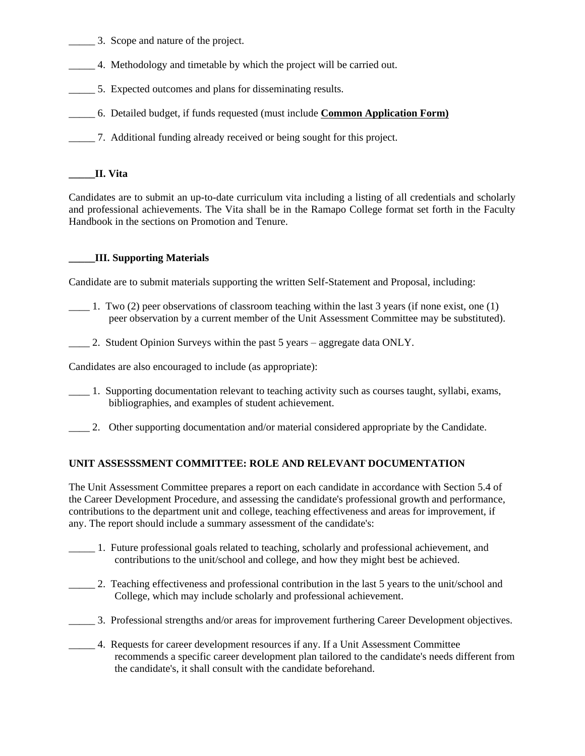_____ 3.  Scope and nature of the project.

_____ 4.  Methodology and timetable by which the project will be carried out.

_____ 5.  Expected outcomes and plans for disseminating results.

_____ 6.  Detailed budget, if funds requested (must include **Common Application Form)**

_____ 7.  Additional funding already received or being sought for this project.

**_____II. Vita**

Candidates are to submit an up-to-date curriculum vita including a listing of all credentials and scholarly and professional achievements. The Vita shall be in the Ramapo College format set forth in the Faculty Handbook in the sections on Promotion and Tenure.

**_____III. Supporting Materials**

Candidate are to submit materials supporting the written Self-Statement and Proposal, including:

____ 1.  Two (2) peer observations of classroom teaching within the last 3 years (if none exist, one (1) peer observation by a current member of the Unit Assessment Committee may be substituted).

____ 2.  Student Opinion Surveys within the past 5 years – aggregate data ONLY.

Candidates are also encouraged to include (as appropriate):

____ 1.  Supporting documentation relevant to teaching activity such as courses taught, syllabi, exams, bibliographies, and examples of student achievement.

____ 2.   Other supporting documentation and/or material considered appropriate by the Candidate.

**UNIT ASSESSSMENT COMMITTEE: ROLE AND RELEVANT DOCUMENTATION**

The Unit Assessment Committee prepares a report on each candidate in accordance with Section 5.4 of the Career Development Procedure, and assessing the candidate's professional growth and performance, contributions to the department unit and college, teaching effectiveness and areas for improvement, if any. The report should include a summary assessment of the candidate's:

_____ 1.  Future professional goals related to teaching, scholarly and professional achievement, and contributions to the unit/school and college, and how they might best be achieved.

_____ 2.  Teaching effectiveness and professional contribution in the last 5 years to the unit/school and College, which may include scholarly and professional achievement.

_____ 3.  Professional strengths and/or areas for improvement furthering Career Development objectives.

_____ 4.  Requests for career development resources if any. If a Unit Assessment Committee recommends a specific career development plan tailored to the candidate's needs different from the candidate's, it shall consult with the candidate beforehand.